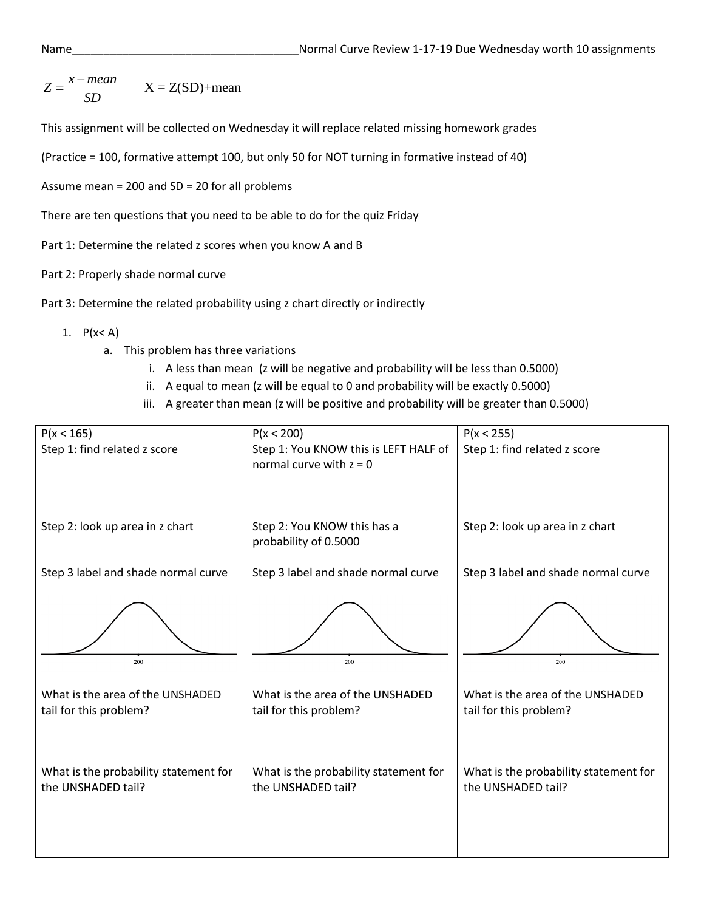Name_____________________________________Normal Curve Review 1-17-19 Due Wednesday worth 10 assignments

$Z = \frac{x - mean}{SD}$ X = Z(SD)+mean

This assignment will be collected on Wednesday it will replace related missing homework grades

(Practice = 100, formative attempt 100, but only 50 for NOT turning in formative instead of 40)

Assume mean = 200 and SD = 20 for all problems

There are ten questions that you need to be able to do for the quiz Friday

Part 1: Determine the related z scores when you know A and B

Part 2: Properly shade normal curve

Part 3: Determine the related probability using z chart directly or indirectly

1. P(x< A)
   a. This problem has three variations
      i. A less than mean (z will be negative and probability will be less than 0.5000)
      ii. A equal to mean (z will be equal to 0 and probability will be exactly 0.5000)
      iii. A greater than mean (z will be positive and probability will be greater than 0.5000)

| P(x < 165) | P(x < 200) | P(x < 255) |
|---|---|---|
| Step 1: find related z score | Step 1: You KNOW this is LEFT HALF of normal curve with z = 0 | Step 1: find related z score |
| Step 2: look up area in z chart | Step 2: You KNOW this has a probability of 0.5000 | Step 2: look up area in z chart |
| Step 3 label and shade normal curve | Step 3 label and shade normal curve | Step 3 label and shade normal curve |
| 200 | 200 | 200 |
| What is the area of the UNSHADED tail for this problem? | What is the area of the UNSHADED tail for this problem? | What is the area of the UNSHADED tail for this problem? |
| What is the probability statement for the UNSHADED tail? | What is the probability statement for the UNSHADED tail? | What is the probability statement for the UNSHADED tail? |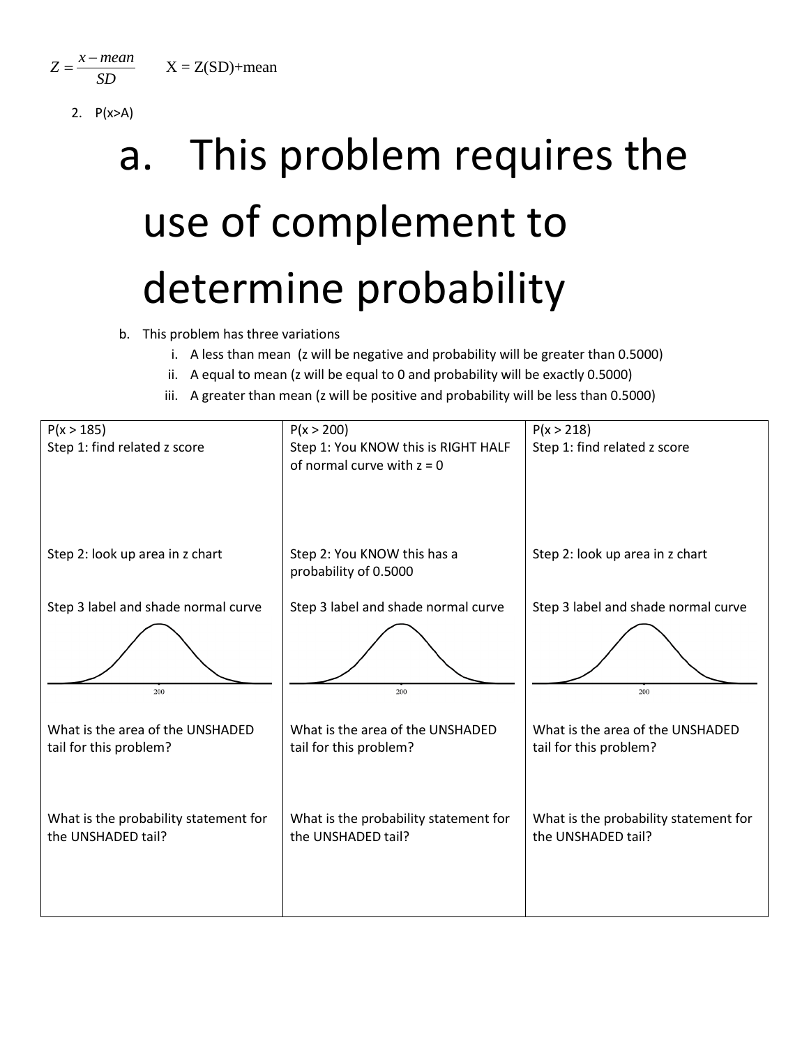$Z = \frac{x - mean}{SD}$     X = Z(SD)+mean

2. P(x>A)

# a. This problem requires the use of complement to determine probability

b. This problem has three variations
   i. A less than mean (z will be negative and probability will be greater than 0.5000)
   ii. A equal to mean (z will be equal to 0 and probability will be exactly 0.5000)
   iii. A greater than mean (z will be positive and probability will be less than 0.5000)

| P(x > 185) | P(x > 200) | P(x > 218) |
|---|---|---|
| Step 1: find related z score | Step 1: You KNOW this is RIGHT HALF of normal curve with z = 0 | Step 1: find related z score |
| Step 2: look up area in z chart | Step 2: You KNOW this has a probability of 0.5000 | Step 2: look up area in z chart |
| Step 3 label and shade normal curve | Step 3 label and shade normal curve | Step 3 label and shade normal curve |
| 200 | 200 | 200 |
| What is the area of the UNSHADED tail for this problem? | What is the area of the UNSHADED tail for this problem? | What is the area of the UNSHADED tail for this problem? |
| What is the probability statement for the UNSHADED tail? | What is the probability statement for the UNSHADED tail? | What is the probability statement for the UNSHADED tail? |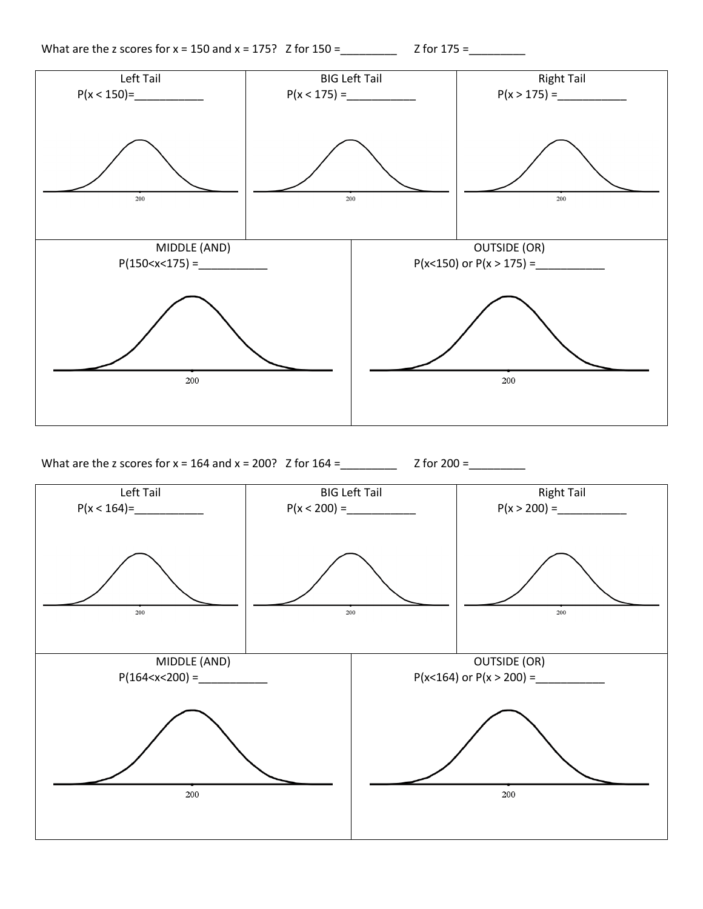What are the z scores for x = 150 and x = 175? Z for 150 =\_\_\_\_\_\_\_\_\_ Z for 175 =\_\_\_\_\_\_\_\_\_

| Left Tail | BIG Left Tail | Right Tail |
|---|---|---|
| $P(x < 150)$=\_\_\_\_\_\_\_\_\_\_\_ | $P(x < 175)$ =\_\_\_\_\_\_\_\_\_\_\_ | $P(x > 175)$ =\_\_\_\_\_\_\_\_\_\_\_ |
| 200 | 200 | 200 |

| MIDDLE (AND) | OUTSIDE (OR) |
|---|---|
| $P(150<x<175)$ =\_\_\_\_\_\_\_\_\_\_\_ | $P(x<150)$ or $P(x > 175)$ =\_\_\_\_\_\_\_\_\_\_\_ |
| 200 | 200 |

What are the z scores for x = 164 and x = 200? Z for 164 =\_\_\_\_\_\_\_\_\_ Z for 200 =\_\_\_\_\_\_\_\_\_

| Left Tail | BIG Left Tail | Right Tail |
|---|---|---|
| $P(x < 164)$=\_\_\_\_\_\_\_\_\_\_\_ | $P(x < 200)$ =\_\_\_\_\_\_\_\_\_\_\_ | $P(x > 200)$ =\_\_\_\_\_\_\_\_\_\_\_ |
| 200 | 200 | 200 |

| MIDDLE (AND) | OUTSIDE (OR) |
|---|---|
| $P(164<x<200)$ =\_\_\_\_\_\_\_\_\_\_\_ | $P(x<164)$ or $P(x > 200)$ =\_\_\_\_\_\_\_\_\_\_\_ |
| 200 | 200 |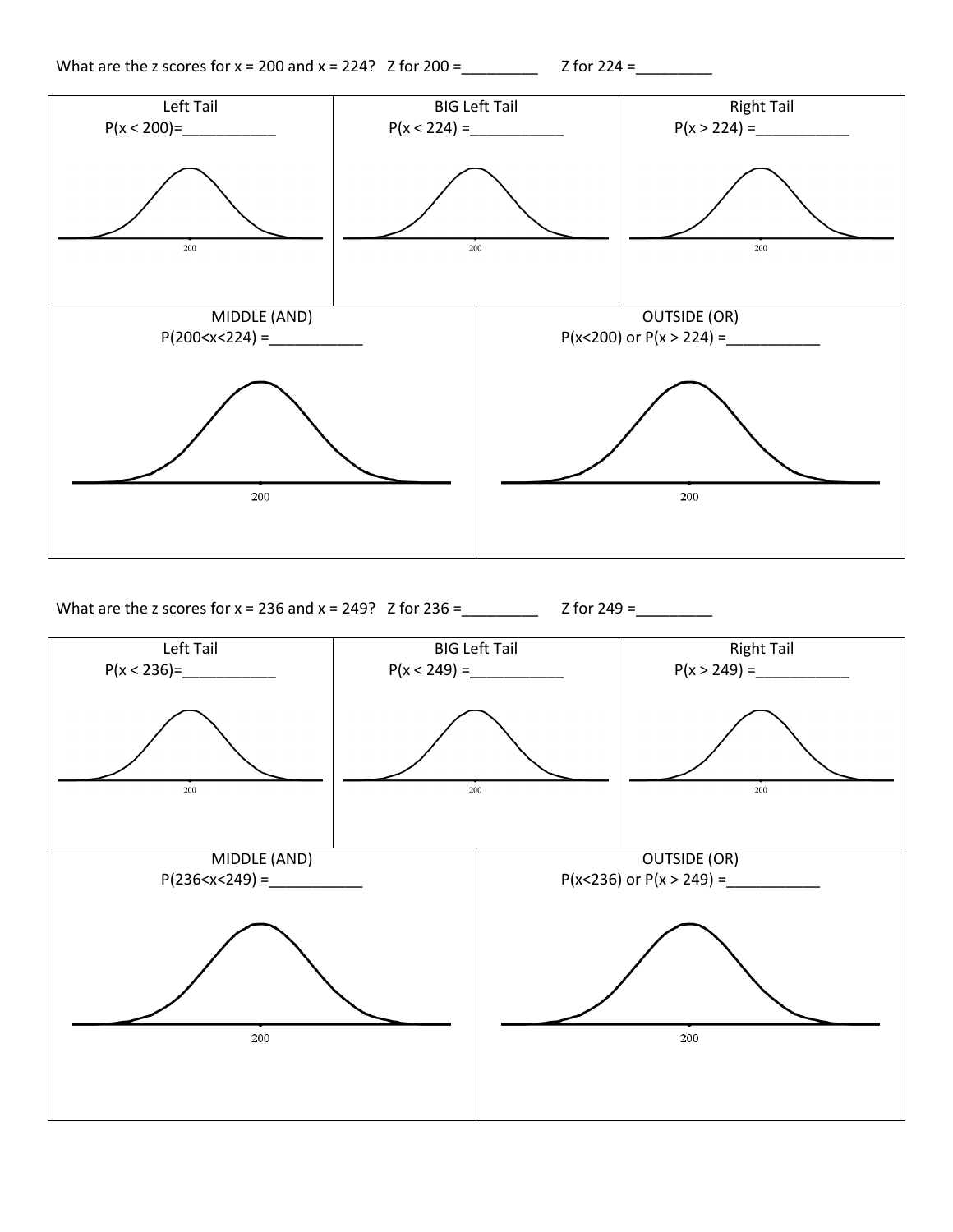What are the z scores for x = 200 and x = 224? Z for 200 =_________ Z for 224 =_________

| Left Tail | BIG Left Tail | Right Tail |
|---|---|---|
| P(x < 200)=___________ | P(x < 224) =___________ | P(x > 224) =___________ |
| 200 | 200 | 200 |

| MIDDLE (AND) | OUTSIDE (OR) |
|---|---|
| P(200<x<224) =___________ | P(x<200) or P(x > 224) =___________ |
| 200 | 200 |

What are the z scores for x = 236 and x = 249? Z for 236 =_________ Z for 249 =_________

| Left Tail | BIG Left Tail | Right Tail |
|---|---|---|
| P(x < 236)=___________ | P(x < 249) =___________ | P(x > 249) =___________ |
| 200 | 200 | 200 |

| MIDDLE (AND) | OUTSIDE (OR) |
|---|---|
| P(236<x<249) =___________ | P(x<236) or P(x > 249) =___________ |
| 200 | 200 |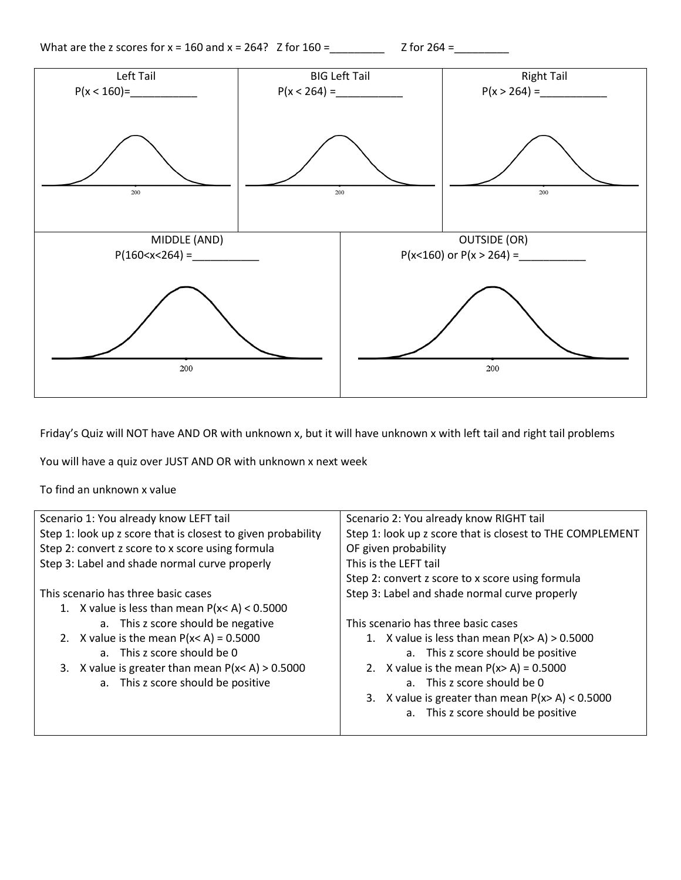What are the z scores for x = 160 and x = 264?  Z for 160 =_________  Z for 264 =_________

| Left Tail | BIG Left Tail | Right Tail |
|---|---|---|
| $P(x < 160)$=___________ | $P(x < 264)$ =___________ | $P(x > 264)$ =___________ |
| 200 | 200 | 200 |

| MIDDLE (AND) | OUTSIDE (OR) |
|---|---|
| $P(160<x<264)$ =___________ | $P(x<160)$ or $P(x > 264)$ =___________ |
| 200 | 200 |

Friday's Quiz will NOT have AND OR with unknown x, but it will have unknown x with left tail and right tail problems

You will have a quiz over JUST AND OR with unknown x next week

To find an unknown x value

| Scenario 1: You already know LEFT tail | Scenario 2: You already know RIGHT tail |
|---|---|
| Step 1: look up z score that is closest to given probability<br>Step 2: convert z score to x score using formula<br>Step 3: Label and shade normal curve properly<br><br>This scenario has three basic cases<br>1. X value is less than mean $P(x< A) < 0.5000$<br>&nbsp;&nbsp;&nbsp;a. This z score should be negative<br>2. X value is the mean $P(x< A) = 0.5000$<br>&nbsp;&nbsp;&nbsp;a. This z score should be 0<br>3. X value is greater than mean $P(x< A) > 0.5000$<br>&nbsp;&nbsp;&nbsp;a. This z score should be positive | Step 1: look up z score that is closest to THE COMPLEMENT OF given probability<br>This is the LEFT tail<br>Step 2: convert z score to x score using formula<br>Step 3: Label and shade normal curve properly<br><br>This scenario has three basic cases<br>1. X value is less than mean $P(x> A) > 0.5000$<br>&nbsp;&nbsp;&nbsp;a. This z score should be positive<br>2. X value is the mean $P(x> A) = 0.5000$<br>&nbsp;&nbsp;&nbsp;a. This z score should be 0<br>3. X value is greater than mean $P(x> A) < 0.5000$<br>&nbsp;&nbsp;&nbsp;a. This z score should be positive |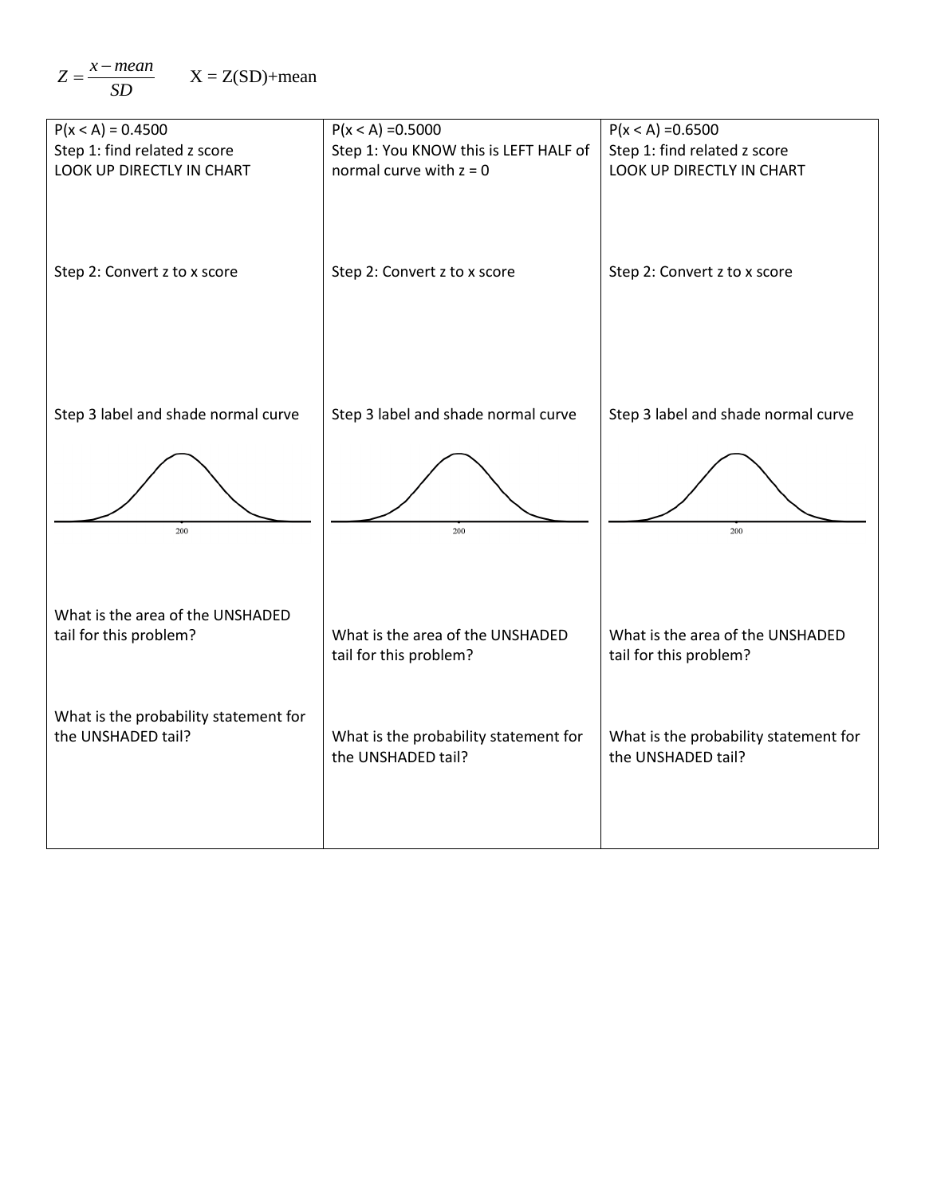$$Z = \frac{x - mean}{SD} \qquad X = Z(SD) + mean$$

| $P(x < A) = 0.4500$ | $P(x < A) = 0.5000$ | $P(x < A) = 0.6500$ |
|---|---|---|
| Step 1: find related z score<br>LOOK UP DIRECTLY IN CHART | Step 1: You KNOW this is LEFT HALF of normal curve with z = 0 | Step 1: find related z score<br>LOOK UP DIRECTLY IN CHART |
| Step 2: Convert z to x score | Step 2: Convert z to x score | Step 2: Convert z to x score |
| Step 3 label and shade normal curve<br>200 | Step 3 label and shade normal curve<br>200 | Step 3 label and shade normal curve<br>200 |
| What is the area of the UNSHADED tail for this problem? | What is the area of the UNSHADED tail for this problem? | What is the area of the UNSHADED tail for this problem? |
| What is the probability statement for the UNSHADED tail? | What is the probability statement for the UNSHADED tail? | What is the probability statement for the UNSHADED tail? |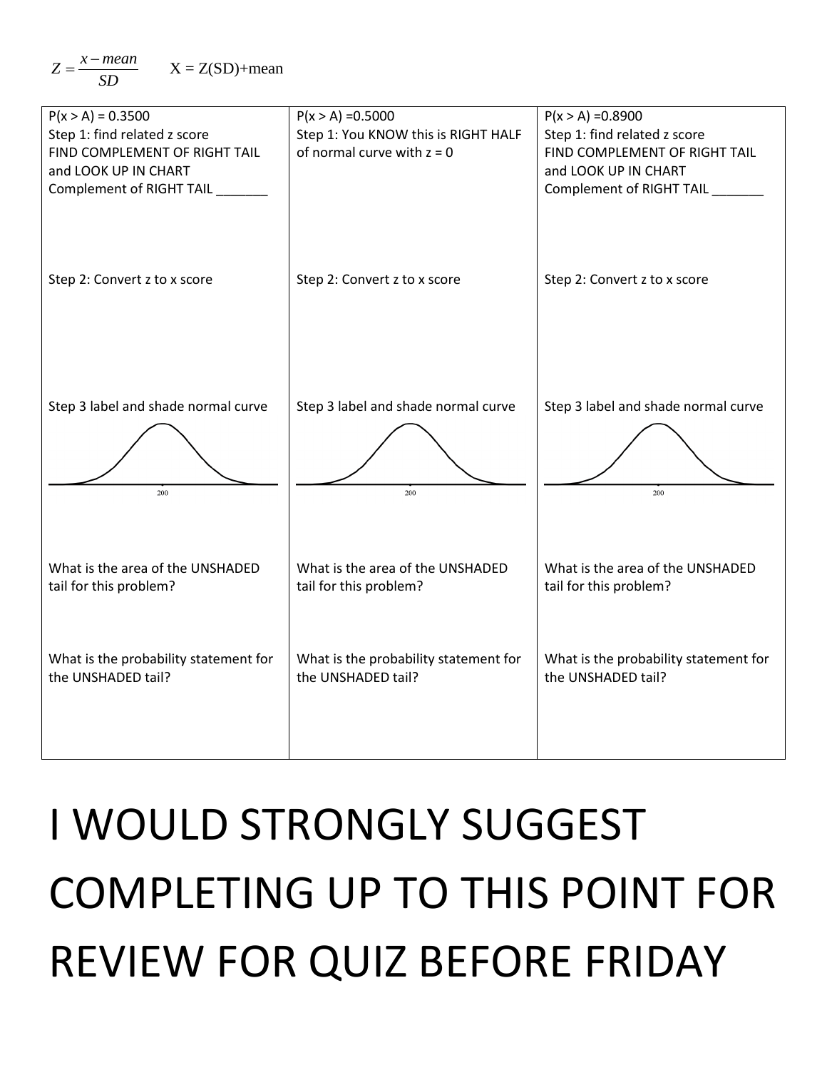$$Z = \frac{x - mean}{SD} \qquad X = Z(SD) + mean$$

| $P(x > A) = 0.3500$<br>Step 1: find related z score<br>FIND COMPLEMENT OF RIGHT TAIL and LOOK UP IN CHART<br>Complement of RIGHT TAIL _______ | $P(x > A) = 0.5000$<br>Step 1: You KNOW this is RIGHT HALF of normal curve with z = 0 | $P(x > A) = 0.8900$<br>Step 1: find related z score<br>FIND COMPLEMENT OF RIGHT TAIL and LOOK UP IN CHART<br>Complement of RIGHT TAIL _______ |
|---|---|---|
| Step 2: Convert z to x score | Step 2: Convert z to x score | Step 2: Convert z to x score |
| Step 3 label and shade normal curve<br>200 | Step 3 label and shade normal curve<br>200 | Step 3 label and shade normal curve<br>200 |
| What is the area of the UNSHADED tail for this problem? | What is the area of the UNSHADED tail for this problem? | What is the area of the UNSHADED tail for this problem? |
| What is the probability statement for the UNSHADED tail? | What is the probability statement for the UNSHADED tail? | What is the probability statement for the UNSHADED tail? |

# I WOULD STRONGLY SUGGEST COMPLETING UP TO THIS POINT FOR REVIEW FOR QUIZ BEFORE FRIDAY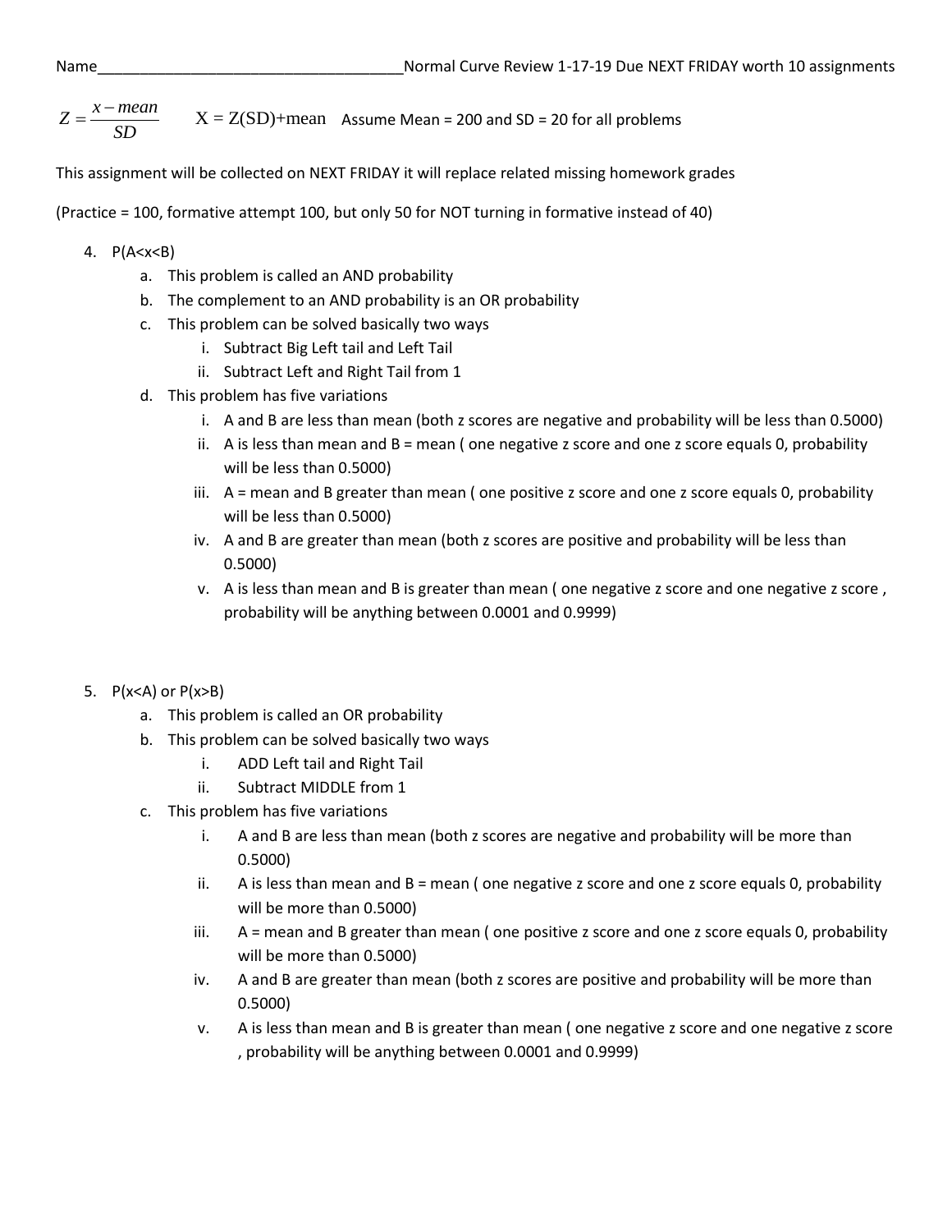Name_____________________________________Normal Curve Review 1-17-19 Due NEXT FRIDAY worth 10 assignments

$Z = \frac{x - mean}{SD}$ $\quad$ X = Z(SD)+mean $\quad$ Assume Mean = 200 and SD = 20 for all problems

This assignment will be collected on NEXT FRIDAY it will replace related missing homework grades

(Practice = 100, formative attempt 100, but only 50 for NOT turning in formative instead of 40)

4. P(A<x<B)
    a. This problem is called an AND probability
    b. The complement to an AND probability is an OR probability
    c. This problem can be solved basically two ways
        i. Subtract Big Left tail and Left Tail
        ii. Subtract Left and Right Tail from 1
    d. This problem has five variations
        i. A and B are less than mean (both z scores are negative and probability will be less than 0.5000)
        ii. A is less than mean and B = mean ( one negative z score and one z score equals 0, probability will be less than 0.5000)
        iii. A = mean and B greater than mean ( one positive z score and one z score equals 0, probability will be less than 0.5000)
        iv. A and B are greater than mean (both z scores are positive and probability will be less than 0.5000)
        v. A is less than mean and B is greater than mean ( one negative z score and one negative z score , probability will be anything between 0.0001 and 0.9999)

5. P(x<A) or P(x>B)
    a. This problem is called an OR probability
    b. This problem can be solved basically two ways
        i. ADD Left tail and Right Tail
        ii. Subtract MIDDLE from 1
    c. This problem has five variations
        i. A and B are less than mean (both z scores are negative and probability will be more than 0.5000)
        ii. A is less than mean and B = mean ( one negative z score and one z score equals 0, probability will be more than 0.5000)
        iii. A = mean and B greater than mean ( one positive z score and one z score equals 0, probability will be more than 0.5000)
        iv. A and B are greater than mean (both z scores are positive and probability will be more than 0.5000)
        v. A is less than mean and B is greater than mean ( one negative z score and one negative z score , probability will be anything between 0.0001 and 0.9999)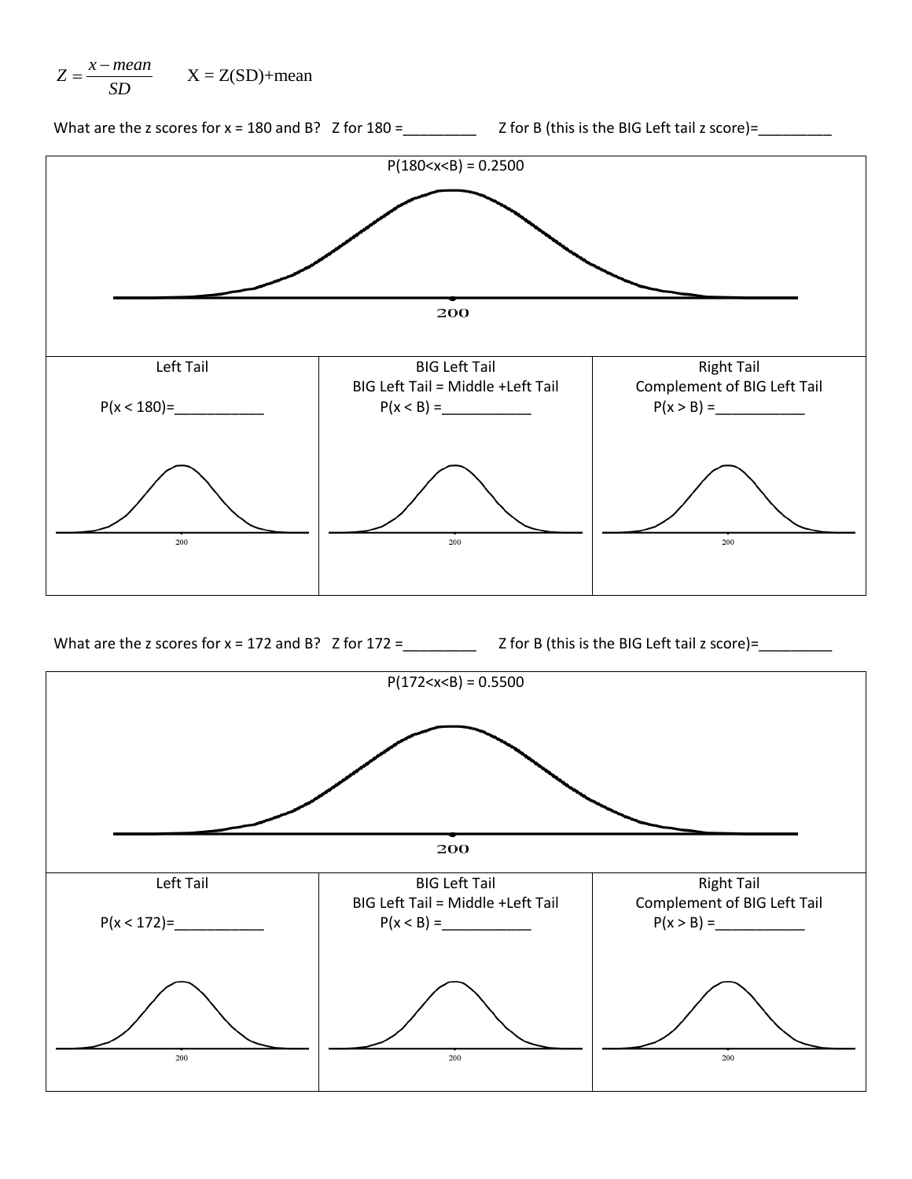$$Z = \frac{x - mean}{SD} \qquad X = Z(SD) + mean$$

What are the z scores for x = 180 and B? Z for 180 =_________ Z for B (this is the BIG Left tail z score)=_________

P(180<x<B) = 0.2500

200

| Left Tail | BIG Left Tail | Right Tail |
| --- | --- | --- |
| | BIG Left Tail = Middle +Left Tail | Complement of BIG Left Tail |
| P(x < 180)=___________ | P(x < B) =___________ | P(x > B) =___________ |
| 200 | 200 | 200 |

What are the z scores for x = 172 and B? Z for 172 =_________ Z for B (this is the BIG Left tail z score)=_________

P(172<x<B) = 0.5500

200

| Left Tail | BIG Left Tail | Right Tail |
| --- | --- | --- |
| | BIG Left Tail = Middle +Left Tail | Complement of BIG Left Tail |
| P(x < 172)=___________ | P(x < B) =___________ | P(x > B) =___________ |
| 200 | 200 | 200 |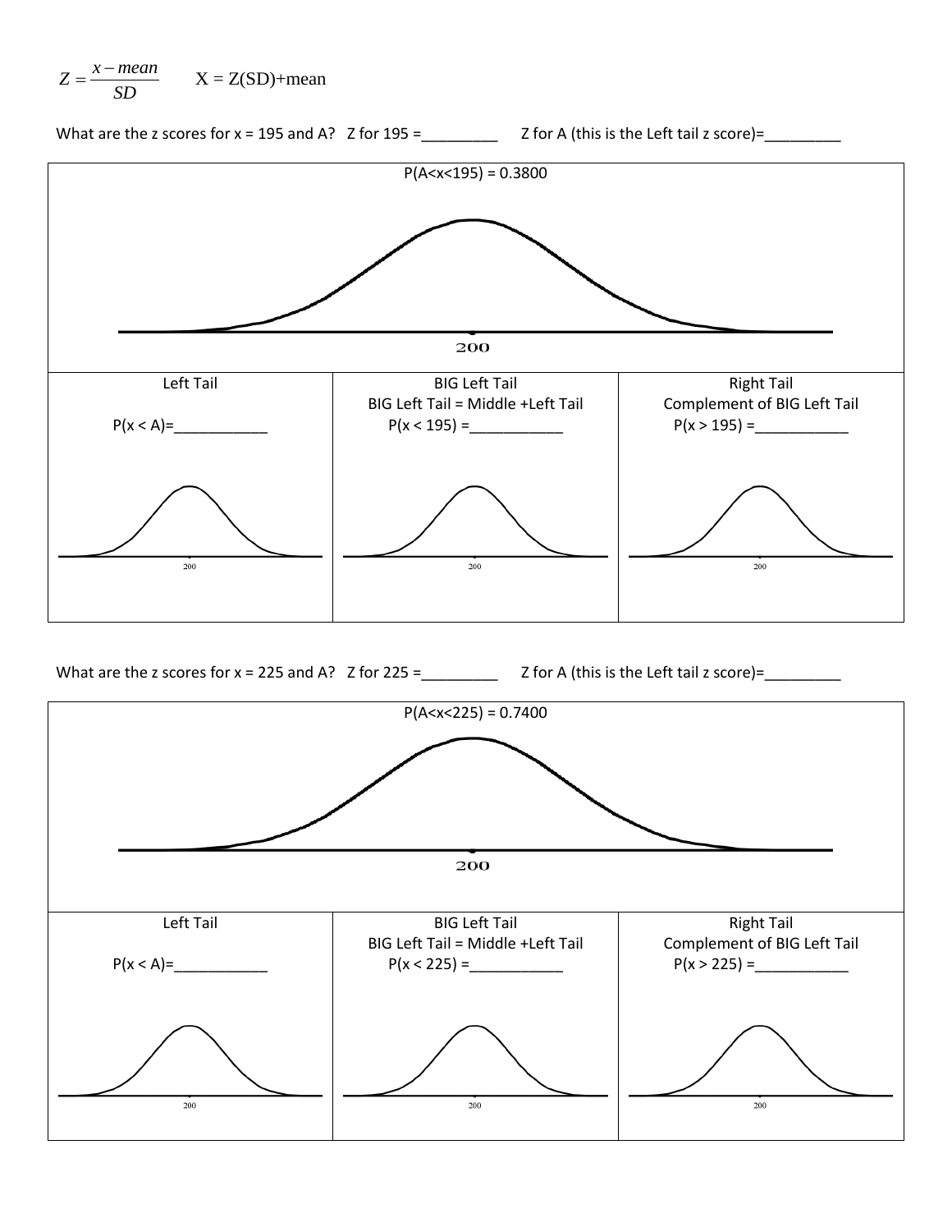$$Z = \frac{x - mean}{SD} \qquad X = Z(SD) + mean$$

What are the z scores for x = 195 and A? Z for 195 =_________ Z for A (this is the Left tail z score)=_________

P(A<x<195) = 0.3800

200

| Left Tail | BIG Left Tail<br>BIG Left Tail = Middle +Left Tail | Right Tail<br>Complement of BIG Left Tail |
|---|---|---|
| P(x < A)=___________ | P(x < 195) =___________ | P(x > 195) =___________ |
| 200 | 200 | 200 |

What are the z scores for x = 225 and A? Z for 225 =_________ Z for A (this is the Left tail z score)=_________

P(A<x<225) = 0.7400

200

| Left Tail | BIG Left Tail<br>BIG Left Tail = Middle +Left Tail | Right Tail<br>Complement of BIG Left Tail |
|---|---|---|
| P(x < A)=___________ | P(x < 225) =___________ | P(x > 225) =___________ |
| 200 | 200 | 200 |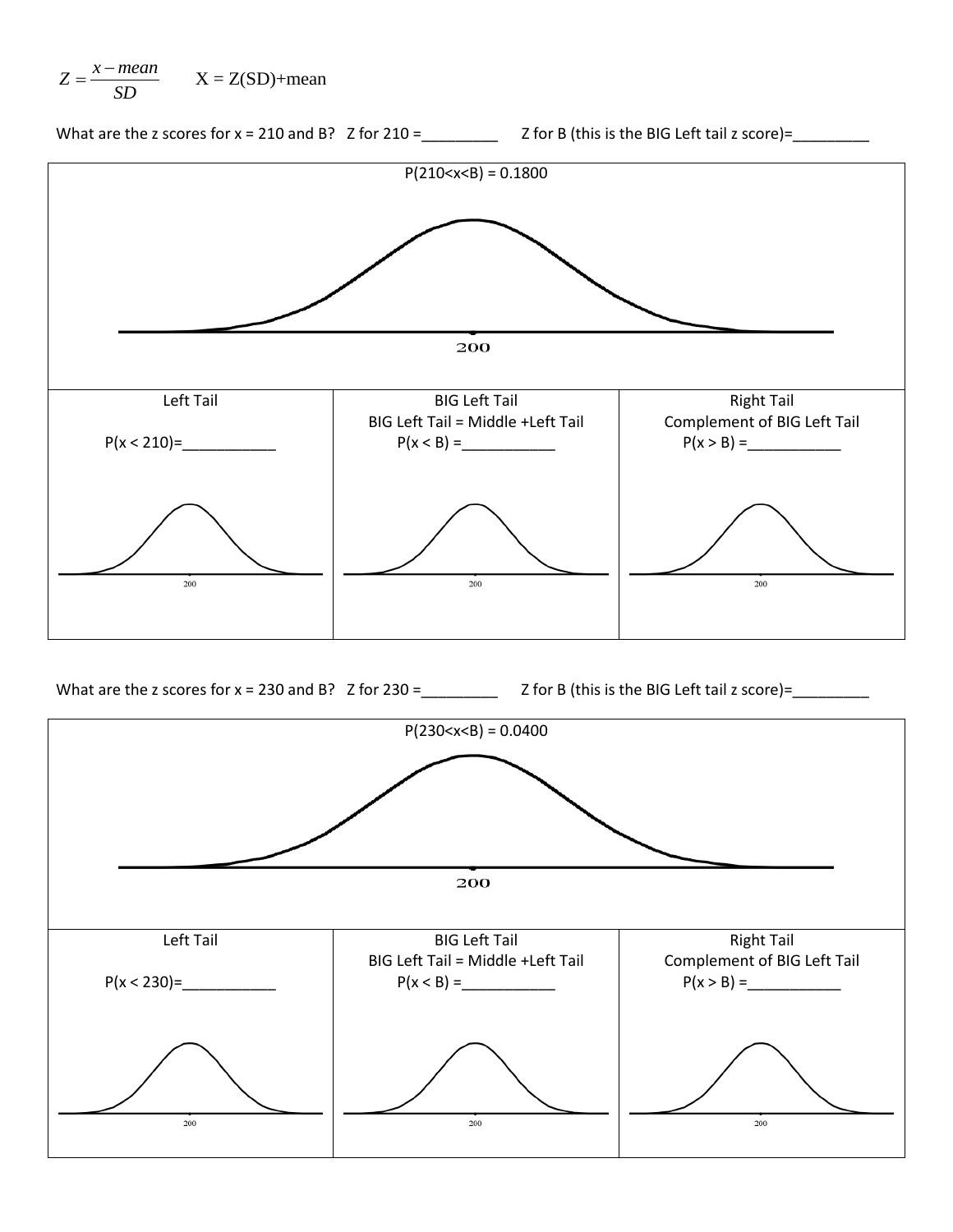$Z = \frac{x - mean}{SD}$ X = Z(SD)+mean

What are the z scores for x = 210 and B? Z for 210 =_________ Z for B (this is the BIG Left tail z score)=_________

P(210<x<B) = 0.1800

200

| Left Tail | BIG Left Tail | Right Tail |
| --- | --- | --- |
| P(x < 210)=___________ | BIG Left Tail = Middle +Left Tail<br>P(x < B) =___________ | Complement of BIG Left Tail<br>P(x > B) =___________ |
| 200 | 200 | 200 |

What are the z scores for x = 230 and B? Z for 230 =_________ Z for B (this is the BIG Left tail z score)=_________

P(230<x<B) = 0.0400

200

| Left Tail | BIG Left Tail | Right Tail |
| --- | --- | --- |
| P(x < 230)=___________ | BIG Left Tail = Middle +Left Tail<br>P(x < B) =___________ | Complement of BIG Left Tail<br>P(x > B) =___________ |
| 200 | 200 | 200 |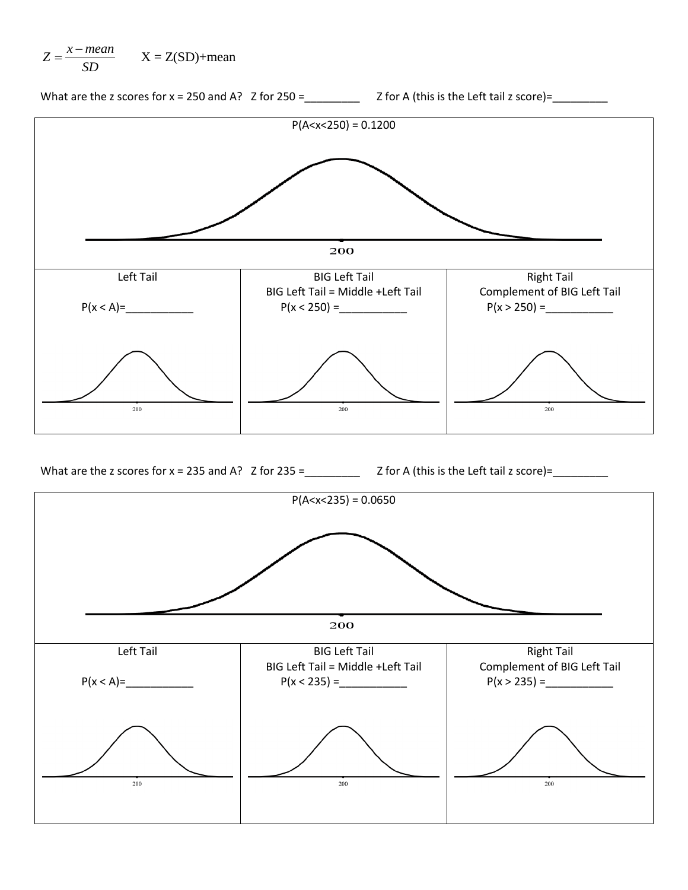$Z = \frac{x - mean}{SD}$ X = Z(SD)+mean

What are the z scores for x = 250 and A? Z for 250 =_________ Z for A (this is the Left tail z score)=_________

P(A<x<250) = 0.1200

200

| Left Tail | BIG Left Tail | Right Tail |
|---|---|---|
| | BIG Left Tail = Middle +Left Tail | Complement of BIG Left Tail |
| P(x < A)=___________ | P(x < 250) =___________ | P(x > 250) =___________ |
| 200 | 200 | 200 |

What are the z scores for x = 235 and A? Z for 235 =_________ Z for A (this is the Left tail z score)=_________

P(A<x<235) = 0.0650

200

| Left Tail | BIG Left Tail | Right Tail |
|---|---|---|
| | BIG Left Tail = Middle +Left Tail | Complement of BIG Left Tail |
| P(x < A)=___________ | P(x < 235) =___________ | P(x > 235) =___________ |
| 200 | 200 | 200 |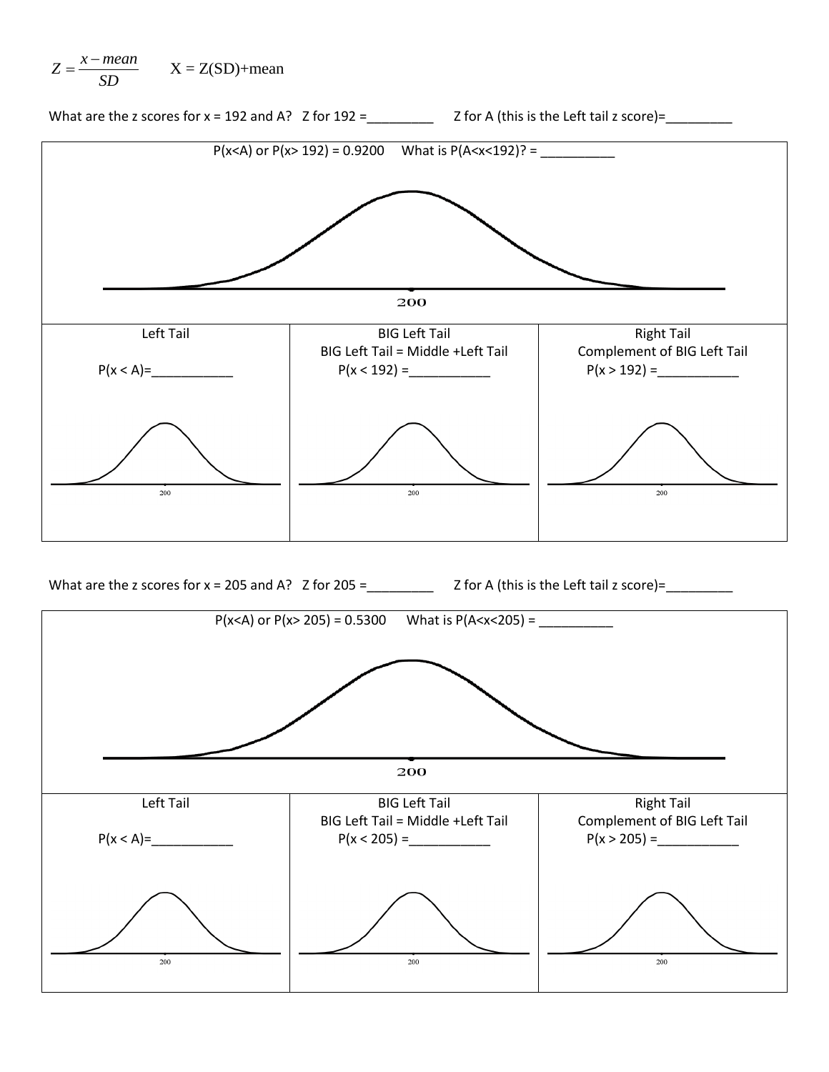$$Z = \frac{x - mean}{SD} \qquad X = Z(SD)+mean$$

What are the z scores for x = 192 and A? Z for 192 =_________ Z for A (this is the Left tail z score)=_________

P(x<A) or P(x> 192) = 0.9200 What is P(A<x<192)? = __________

200

| Left Tail | BIG Left Tail | Right Tail |
|---|---|---|
| | BIG Left Tail = Middle +Left Tail | Complement of BIG Left Tail |
| P(x < A)=___________ | P(x < 192) =___________ | P(x > 192) =___________ |
| 200 | 200 | 200 |

What are the z scores for x = 205 and A? Z for 205 =_________ Z for A (this is the Left tail z score)=_________

P(x<A) or P(x> 205) = 0.5300 What is P(A<x<205) = __________

200

| Left Tail | BIG Left Tail | Right Tail |
|---|---|---|
| | BIG Left Tail = Middle +Left Tail | Complement of BIG Left Tail |
| P(x < A)=___________ | P(x < 205) =___________ | P(x > 205) =___________ |
| 200 | 200 | 200 |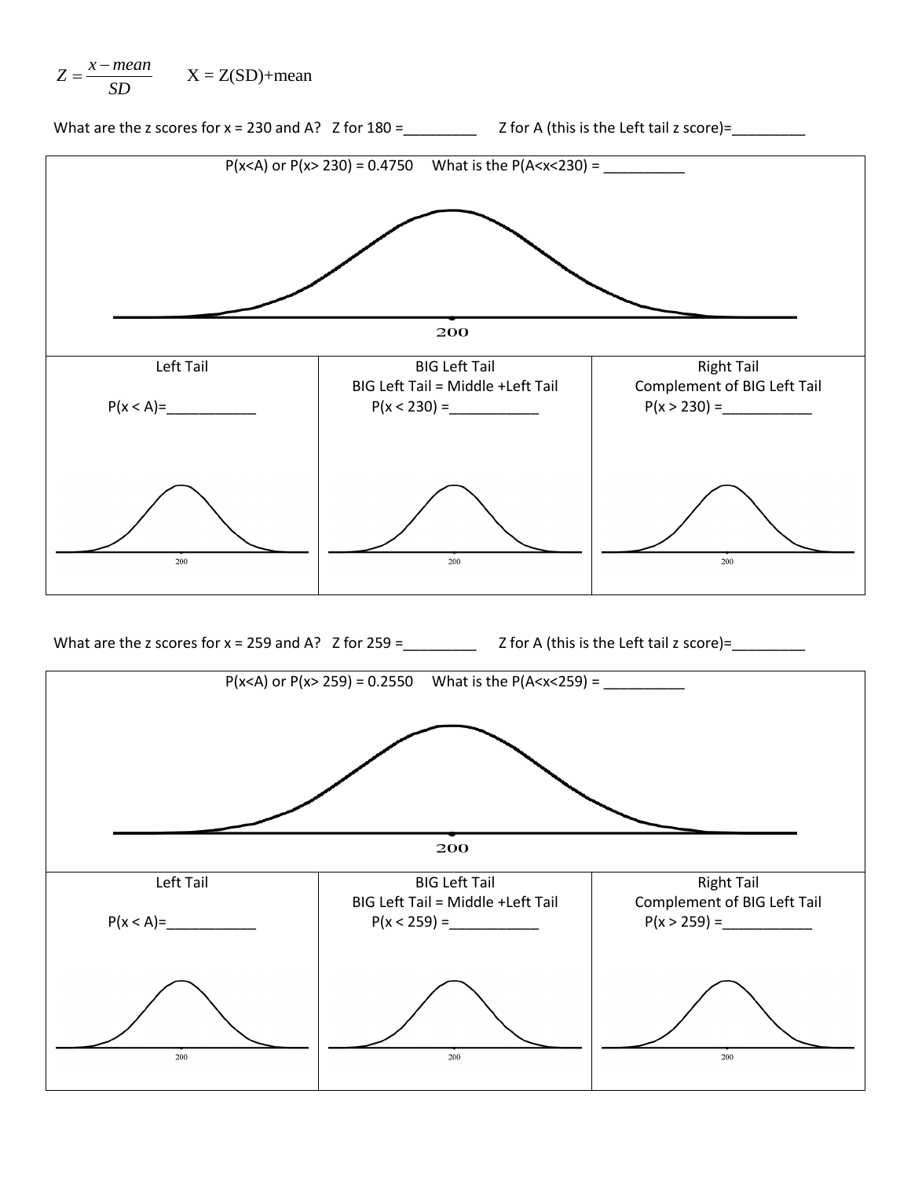$Z = \frac{x - mean}{SD}$ $X = Z(SD)+mean$

What are the z scores for x = 230 and A? Z for 180 =_________ Z for A (this is the Left tail z score)=_________

| P(x<A) or P(x> 230) = 0.4750 What is the P(A<x<230) = __________ | | |
|---|---|---|
| 200 | | |
| Left Tail<br><br>P(x < A)=___________<br><br>200 | BIG Left Tail<br>BIG Left Tail = Middle +Left Tail<br>P(x < 230) =___________<br><br>200 | Right Tail<br>Complement of BIG Left Tail<br>P(x > 230) =___________<br><br>200 |

What are the z scores for x = 259 and A? Z for 259 =_________ Z for A (this is the Left tail z score)=_________

| P(x<A) or P(x> 259) = 0.2550 What is the P(A<x<259) = __________ | | |
|---|---|---|
| 200 | | |
| Left Tail<br><br>P(x < A)=___________<br><br>200 | BIG Left Tail<br>BIG Left Tail = Middle +Left Tail<br>P(x < 259) =___________<br><br>200 | Right Tail<br>Complement of BIG Left Tail<br>P(x > 259) =___________<br><br>200 |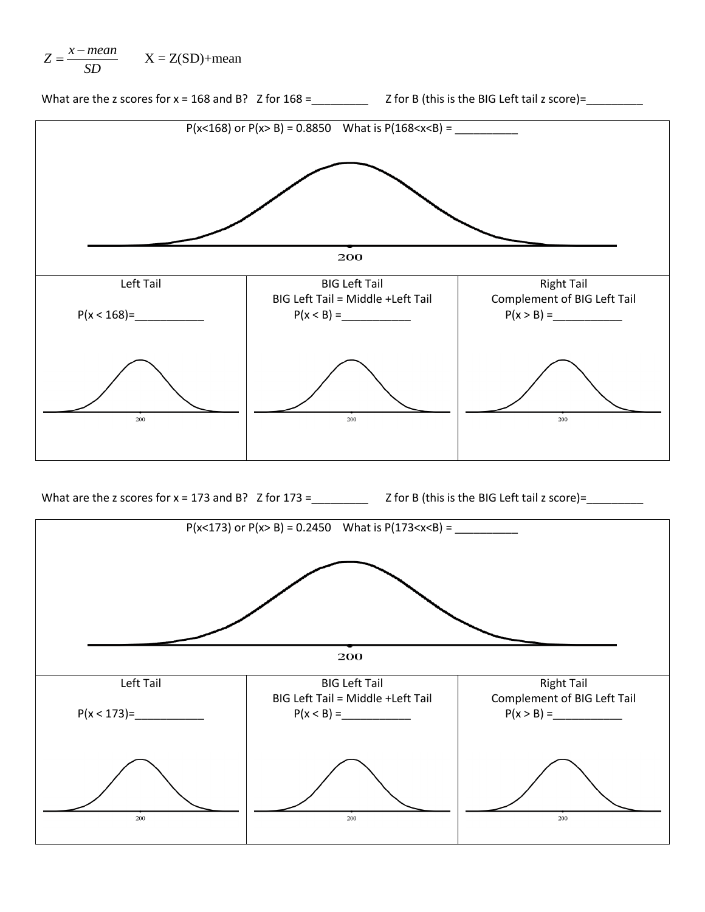$Z = \frac{x - mean}{SD}$ X = Z(SD)+mean

What are the z scores for x = 168 and B? Z for 168 =_________ Z for B (this is the BIG Left tail z score)=_________

P(x<168) or P(x> B) = 0.8850 What is P(168<x<B) = __________

200

| Left Tail | BIG Left Tail<br>BIG Left Tail = Middle +Left Tail | Right Tail<br>Complement of BIG Left Tail |
|---|---|---|
| P(x < 168)=___________ | P(x < B) =___________ | P(x > B) =___________ |
| 200 | 200 | 200 |

What are the z scores for x = 173 and B? Z for 173 =_________ Z for B (this is the BIG Left tail z score)=_________

P(x<173) or P(x> B) = 0.2450 What is P(173<x<B) = __________

200

| Left Tail | BIG Left Tail<br>BIG Left Tail = Middle +Left Tail | Right Tail<br>Complement of BIG Left Tail |
|---|---|---|
| P(x < 173)=___________ | P(x < B) =___________ | P(x > B) =___________ |
| 200 | 200 | 200 |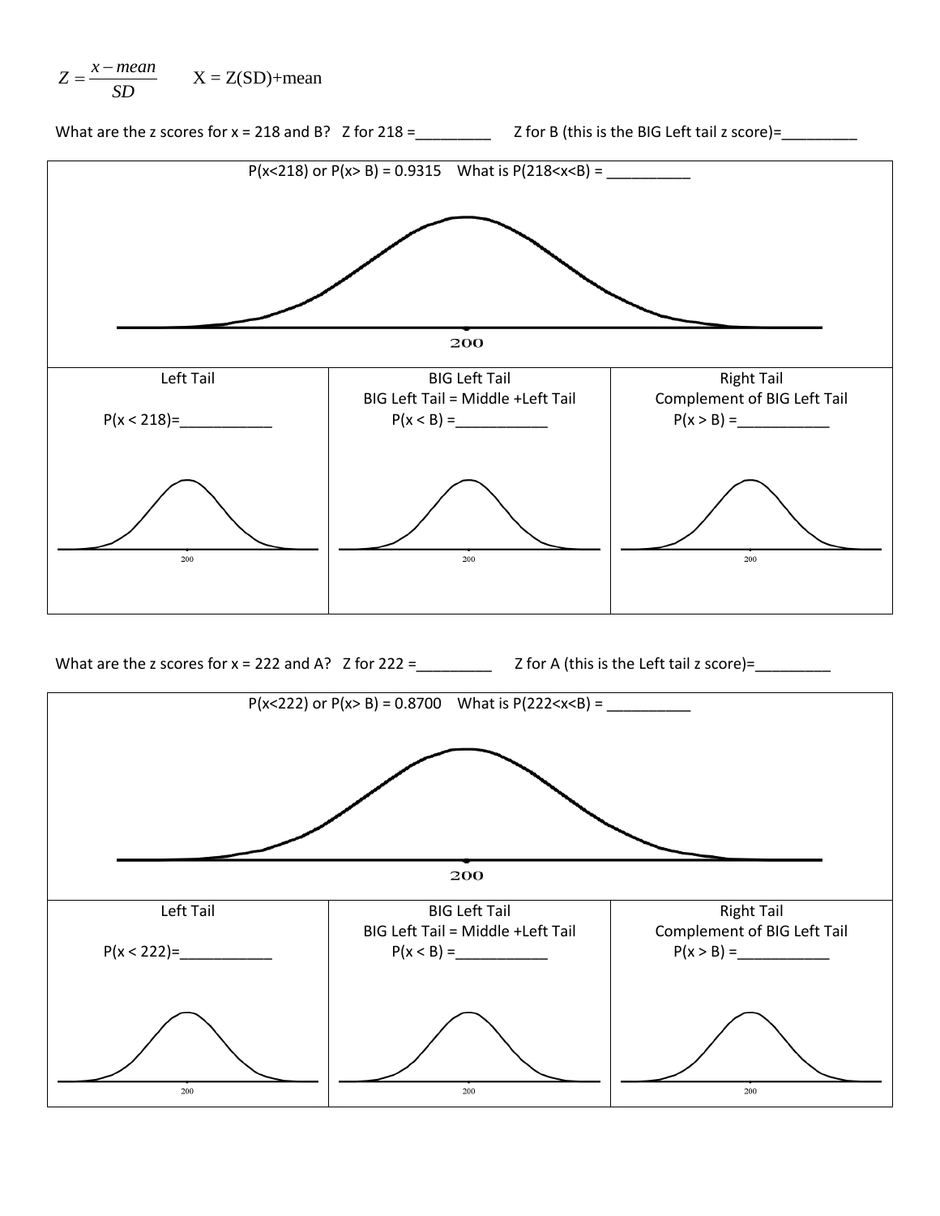$$Z = \frac{x - mean}{SD} \qquad X = Z(SD)+mean$$

What are the z scores for x = 218 and B? Z for 218 =_________ Z for B (this is the BIG Left tail z score)=_________

P(x<218) or P(x> B) = 0.9315 What is P(218<x<B) = __________

200

| Left Tail | BIG Left Tail | Right Tail |
|---|---|---|
| | BIG Left Tail = Middle +Left Tail | Complement of BIG Left Tail |
| P(x < 218)=___________ | P(x < B) =___________ | P(x > B) =___________ |
| 200 | 200 | 200 |

What are the z scores for x = 222 and A? Z for 222 =_________ Z for A (this is the Left tail z score)=_________

P(x<222) or P(x> B) = 0.8700 What is P(222<x<B) = __________

200

| Left Tail | BIG Left Tail | Right Tail |
|---|---|---|
| | BIG Left Tail = Middle +Left Tail | Complement of BIG Left Tail |
| P(x < 222)=___________ | P(x < B) =___________ | P(x > B) =___________ |
| 200 | 200 | 200 |